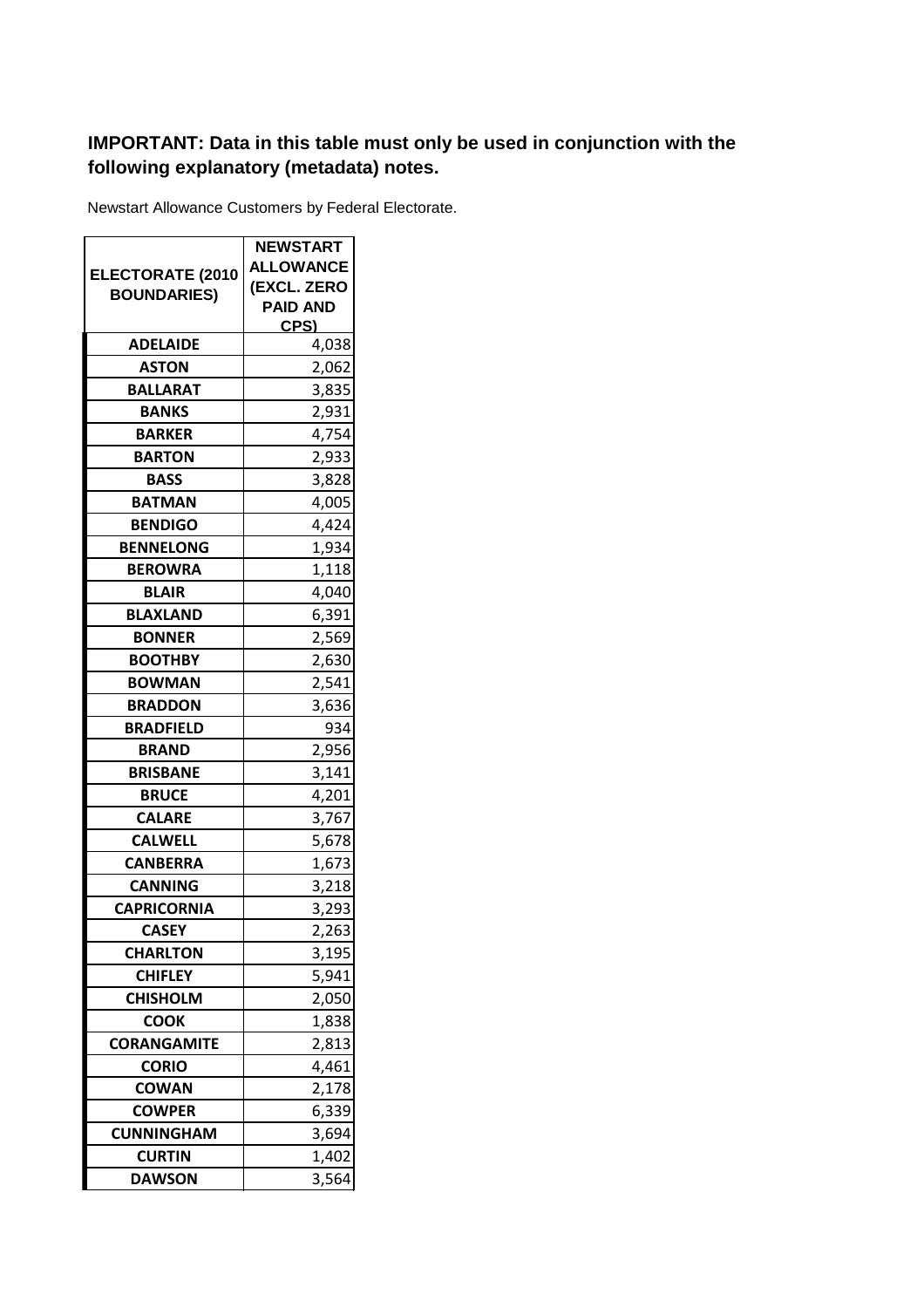**IMPORTANT: Data in this table must only be used in conjunction with the following explanatory (metadata) notes.**

Newstart Allowance Customers by Federal Electorate.

| ELECTORATE (2010 BOUNDARIES) | NEWSTART ALLOWANCE (EXCL. ZERO PAID AND CPS) |
|---|---|
| ADELAIDE | 4,038 |
| ASTON | 2,062 |
| BALLARAT | 3,835 |
| BANKS | 2,931 |
| BARKER | 4,754 |
| BARTON | 2,933 |
| BASS | 3,828 |
| BATMAN | 4,005 |
| BENDIGO | 4,424 |
| BENNELONG | 1,934 |
| BEROWRA | 1,118 |
| BLAIR | 4,040 |
| BLAXLAND | 6,391 |
| BONNER | 2,569 |
| BOOTHBY | 2,630 |
| BOWMAN | 2,541 |
| BRADDON | 3,636 |
| BRADFIELD | 934 |
| BRAND | 2,956 |
| BRISBANE | 3,141 |
| BRUCE | 4,201 |
| CALARE | 3,767 |
| CALWELL | 5,678 |
| CANBERRA | 1,673 |
| CANNING | 3,218 |
| CAPRICORNIA | 3,293 |
| CASEY | 2,263 |
| CHARLTON | 3,195 |
| CHIFLEY | 5,941 |
| CHISHOLM | 2,050 |
| COOK | 1,838 |
| CORANGAMITE | 2,813 |
| CORIO | 4,461 |
| COWAN | 2,178 |
| COWPER | 6,339 |
| CUNNINGHAM | 3,694 |
| CURTIN | 1,402 |
| DAWSON | 3,564 |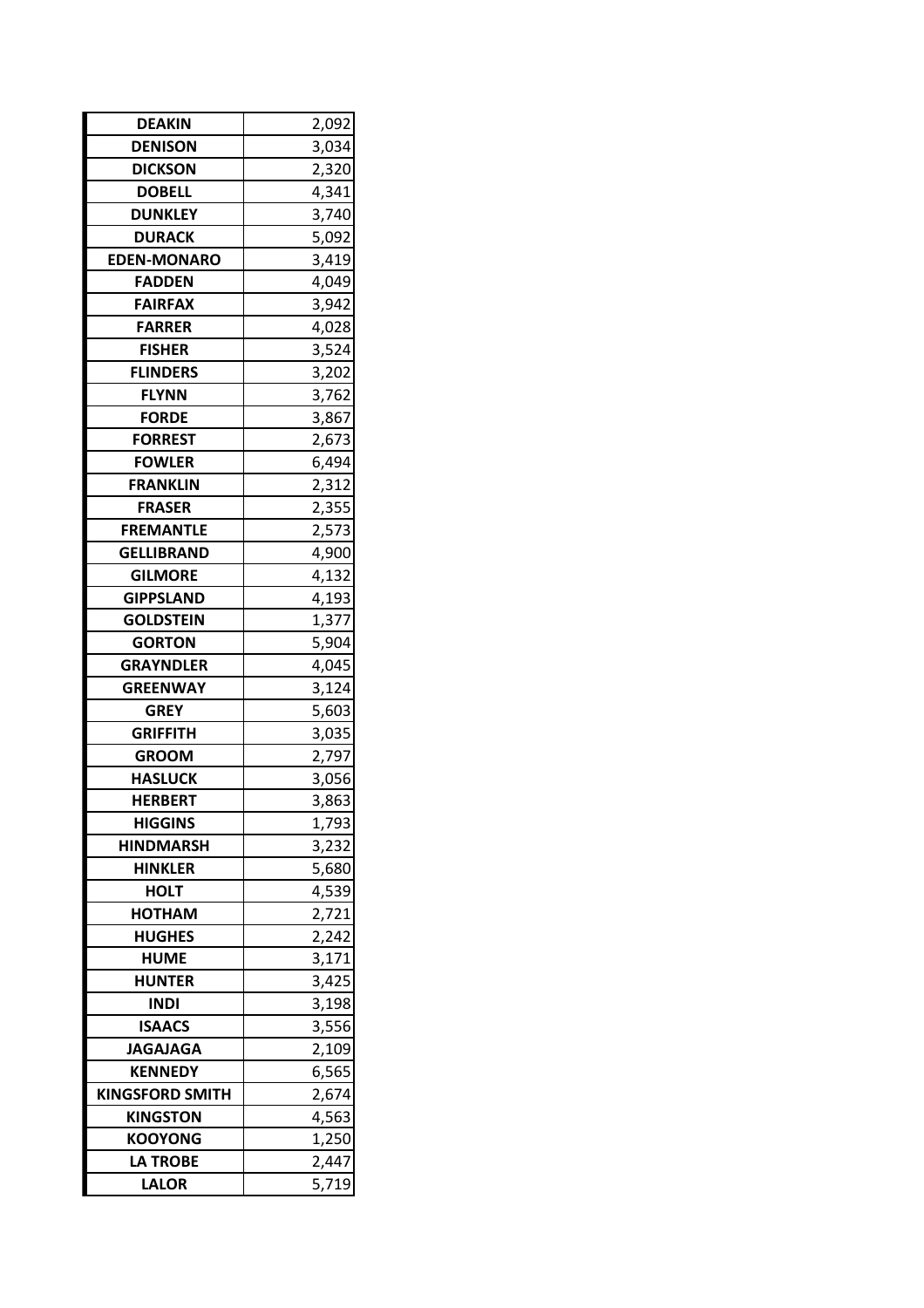| | |
|---|---|
| DEAKIN | 2,092 |
| DENISON | 3,034 |
| DICKSON | 2,320 |
| DOBELL | 4,341 |
| DUNKLEY | 3,740 |
| DURACK | 5,092 |
| EDEN-MONARO | 3,419 |
| FADDEN | 4,049 |
| FAIRFAX | 3,942 |
| FARRER | 4,028 |
| FISHER | 3,524 |
| FLINDERS | 3,202 |
| FLYNN | 3,762 |
| FORDE | 3,867 |
| FORREST | 2,673 |
| FOWLER | 6,494 |
| FRANKLIN | 2,312 |
| FRASER | 2,355 |
| FREMANTLE | 2,573 |
| GELLIBRAND | 4,900 |
| GILMORE | 4,132 |
| GIPPSLAND | 4,193 |
| GOLDSTEIN | 1,377 |
| GORTON | 5,904 |
| GRAYNDLER | 4,045 |
| GREENWAY | 3,124 |
| GREY | 5,603 |
| GRIFFITH | 3,035 |
| GROOM | 2,797 |
| HASLUCK | 3,056 |
| HERBERT | 3,863 |
| HIGGINS | 1,793 |
| HINDMARSH | 3,232 |
| HINKLER | 5,680 |
| HOLT | 4,539 |
| HOTHAM | 2,721 |
| HUGHES | 2,242 |
| HUME | 3,171 |
| HUNTER | 3,425 |
| INDI | 3,198 |
| ISAACS | 3,556 |
| JAGAJAGA | 2,109 |
| KENNEDY | 6,565 |
| KINGSFORD SMITH | 2,674 |
| KINGSTON | 4,563 |
| KOOYONG | 1,250 |
| LA TROBE | 2,447 |
| LALOR | 5,719 |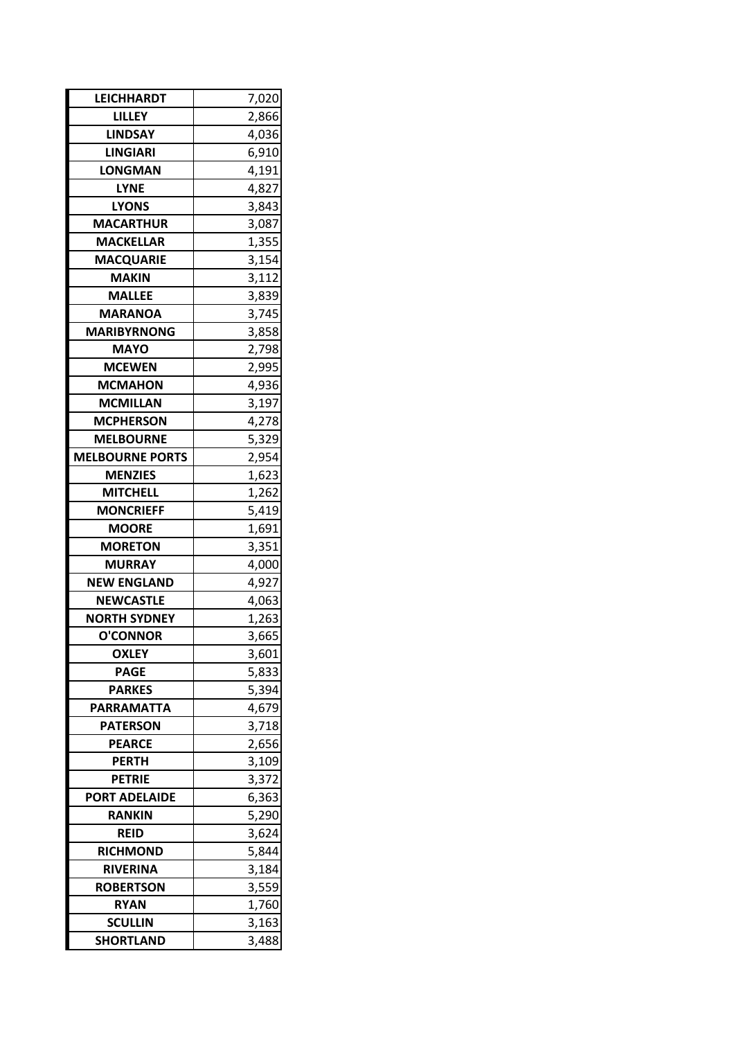| | |
|---|---|
| **LEICHHARDT** | 7,020 |
| **LILLEY** | 2,866 |
| **LINDSAY** | 4,036 |
| **LINGIARI** | 6,910 |
| **LONGMAN** | 4,191 |
| **LYNE** | 4,827 |
| **LYONS** | 3,843 |
| **MACARTHUR** | 3,087 |
| **MACKELLAR** | 1,355 |
| **MACQUARIE** | 3,154 |
| **MAKIN** | 3,112 |
| **MALLEE** | 3,839 |
| **MARANOA** | 3,745 |
| **MARIBYRNONG** | 3,858 |
| **MAYO** | 2,798 |
| **MCEWEN** | 2,995 |
| **MCMAHON** | 4,936 |
| **MCMILLAN** | 3,197 |
| **MCPHERSON** | 4,278 |
| **MELBOURNE** | 5,329 |
| **MELBOURNE PORTS** | 2,954 |
| **MENZIES** | 1,623 |
| **MITCHELL** | 1,262 |
| **MONCRIEFF** | 5,419 |
| **MOORE** | 1,691 |
| **MORETON** | 3,351 |
| **MURRAY** | 4,000 |
| **NEW ENGLAND** | 4,927 |
| **NEWCASTLE** | 4,063 |
| **NORTH SYDNEY** | 1,263 |
| **O'CONNOR** | 3,665 |
| **OXLEY** | 3,601 |
| **PAGE** | 5,833 |
| **PARKES** | 5,394 |
| **PARRAMATTA** | 4,679 |
| **PATERSON** | 3,718 |
| **PEARCE** | 2,656 |
| **PERTH** | 3,109 |
| **PETRIE** | 3,372 |
| **PORT ADELAIDE** | 6,363 |
| **RANKIN** | 5,290 |
| **REID** | 3,624 |
| **RICHMOND** | 5,844 |
| **RIVERINA** | 3,184 |
| **ROBERTSON** | 3,559 |
| **RYAN** | 1,760 |
| **SCULLIN** | 3,163 |
| **SHORTLAND** | 3,488 |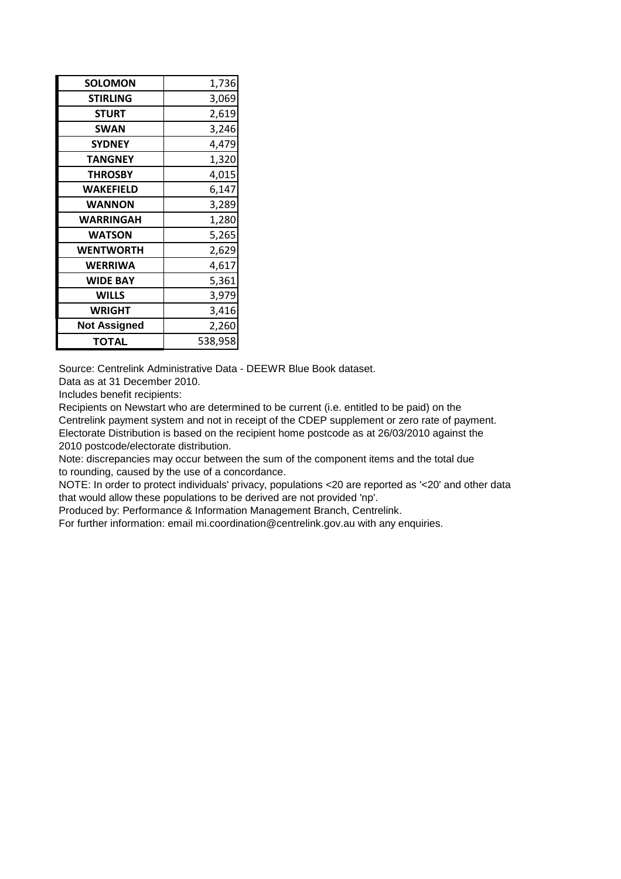| | |
|---|---|
| **SOLOMON** | 1,736 |
| **STIRLING** | 3,069 |
| **STURT** | 2,619 |
| **SWAN** | 3,246 |
| **SYDNEY** | 4,479 |
| **TANGNEY** | 1,320 |
| **THROSBY** | 4,015 |
| **WAKEFIELD** | 6,147 |
| **WANNON** | 3,289 |
| **WARRINGAH** | 1,280 |
| **WATSON** | 5,265 |
| **WENTWORTH** | 2,629 |
| **WERRIWA** | 4,617 |
| **WIDE BAY** | 5,361 |
| **WILLS** | 3,979 |
| **WRIGHT** | 3,416 |
| **Not Assigned** | 2,260 |
| **TOTAL** | 538,958 |

Source: Centrelink Administrative Data - DEEWR Blue Book dataset.

Data as at 31 December 2010.

Includes benefit recipients:

Recipients on Newstart who are determined to be current (i.e. entitled to be paid) on the Centrelink payment system and not in receipt of the CDEP supplement or zero rate of payment.

Electorate Distribution is based on the recipient home postcode as at 26/03/2010 against the 2010 postcode/electorate distribution.

Note: discrepancies may occur between the sum of the component items and the total due to rounding, caused by the use of a concordance.

NOTE: In order to protect individuals' privacy, populations <20 are reported as '<20' and other data that would allow these populations to be derived are not provided 'np'.

Produced by: Performance & Information Management Branch, Centrelink.

For further information: email mi.coordination@centrelink.gov.au with any enquiries.